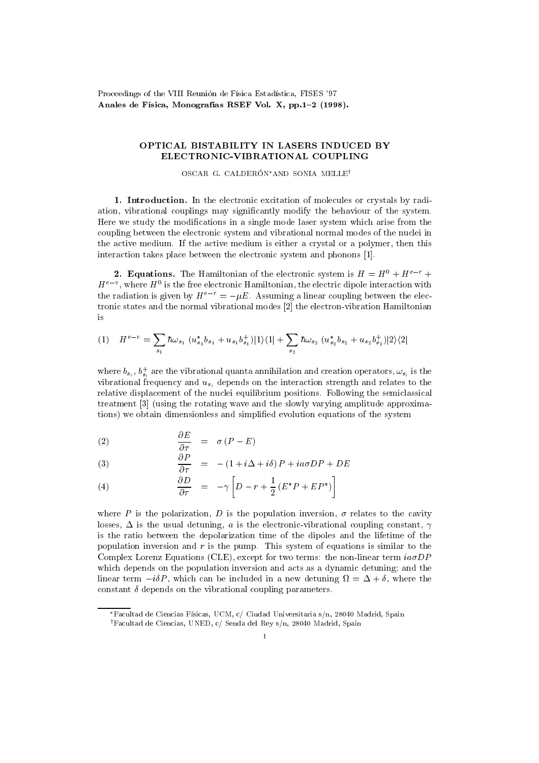Proceedings of the VIII Reunión de Física Estadística, FISES '97
**Anales de Física, Monografías RSEF Vol. X, pp.1–2 (1998).**

# OPTICAL BISTABILITY IN LASERS INDUCED BY ELECTRONIC-VIBRATIONAL COUPLING

OSCAR G. CALDERÓN* AND SONIA MELLE†

**1. Introduction.** In the electronic excitation of molecules or crystals by radiation, vibrational couplings may significantly modify the behaviour of the system. Here we study the modifications in a single mode laser system which arise from the coupling between the electronic system and vibrational normal modes of the nuclei in the active medium. If the active medium is either a crystal or a polymer, then this interaction takes place between the electronic system and phonons [1].

**2. Equations.** The Hamiltonian of the electronic system is $H = H^0 + H^{e-r} + H^{e-v}$, where $H^0$ is the free electronic Hamiltonian, the electric dipole interaction with the radiation is given by $H^{e-r} = -\mu E$. Assuming a linear coupling between the electronic states and the normal vibrational modes [2] the electron-vibration Hamiltonian is

$$H^{e-v} = \sum_{s_1} \hbar\omega_{s_1} \left(u^*_{s_1} b_{s_1} + u_{s_1} b^+_{s_1}\right)|1\rangle\langle 1| + \sum_{s_2} \hbar\omega_{s_2} \left(u^*_{s_2} b_{s_2} + u_{s_2} b^+_{s_2}\right)|2\rangle\langle 2| \tag{1}$$

where $b_{s_i}$, $b^+_{s_i}$ are the vibrational quanta annihilation and creation operators, $\omega_{s_i}$ is the vibrational frequency and $u_{s_i}$ depends on the interaction strength and relates to the relative displacement of the nuclei equilibrium positions. Following the semiclassical treatment [3] (using the rotating wave and the slowly varying amplitude approximations) we obtain dimensionless and simplified evolution equations of the system

$$\frac{\partial E}{\partial \tau} = \sigma\,(P - E) \tag{2}$$

$$\frac{\partial P}{\partial \tau} = -\,(1 + i\Delta + i\delta)\,P + ia\sigma DP + DE \tag{3}$$

$$\frac{\partial D}{\partial \tau} = -\gamma\left[D - r + \frac{1}{2}\left(E^* P + E P^*\right)\right] \tag{4}$$

where $P$ is the polarization, $D$ is the population inversion, $\sigma$ relates to the cavity losses, $\Delta$ is the usual detuning, $a$ is the electronic-vibrational coupling constant, $\gamma$ is the ratio between the depolarization time of the dipoles and the lifetime of the population inversion and $r$ is the pump. This system of equations is similar to the Complex Lorenz Equations (CLE), except for two terms: the non-linear term $ia\sigma DP$ which depends on the population inversion and acts as a dynamic detuning; and the linear term $-i\delta P$, which can be included in a new detuning $\Omega = \Delta + \delta$, where the constant $\delta$ depends on the vibrational coupling parameters.

*Facultad de Ciencias Físicas, UCM, c/ Ciudad Universitaria s/n, 28040 Madrid, Spain

†Facultad de Ciencias, UNED, c/ Senda del Rey s/n, 28040 Madrid, Spain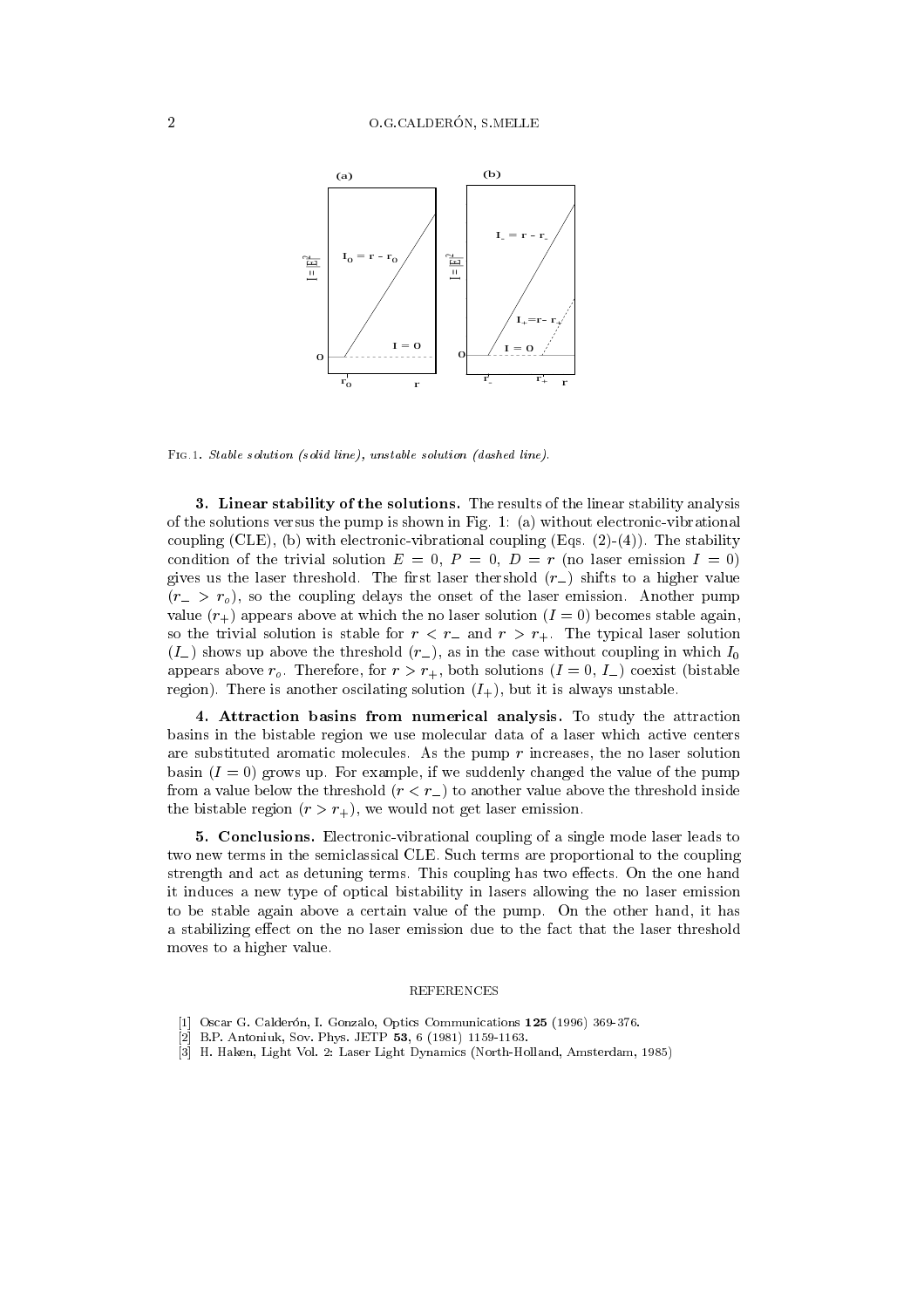(a)

$I=|E|^2$

$I_0 = r - r_0$

$I = 0$

O

$r_0$ $r$

(b)

$I=|E|^2$

$I_- = r - r_-$

$I_+ = r - r_+$

$I = 0$

O

$r_-$ $r_+$ $r$

FIG. 1. *Stable solution (solid line), unstable solution (dashed line).*

**3. Linear stability of the solutions.** The results of the linear stability analysis of the solutions versus the pump is shown in Fig. 1: (a) without electronic-vibrational coupling (CLE), (b) with electronic-vibrational coupling (Eqs. (2)-(4)). The stability condition of the trivial solution $E = 0$, $P = 0$, $D = r$ (no laser emission $I = 0$) gives us the laser threshold. The first laser thershold ($r_-$) shifts to a higher value ($r_- > r_o$), so the coupling delays the onset of the laser emission. Another pump value ($r_+$) appears above at which the no laser solution ($I = 0$) becomes stable again, so the trivial solution is stable for $r < r_-$ and $r > r_+$. The typical laser solution ($I_-$) shows up above the threshold ($r_-$), as in the case without coupling in which $I_0$ appears above $r_o$. Therefore, for $r > r_+$, both solutions ($I = 0$, $I_-$) coexist (bistable region). There is another oscilating solution ($I_+$), but it is always unstable.

**4. Attraction basins from numerical analysis.** To study the attraction basins in the bistable region we use molecular data of a laser which active centers are substituted aromatic molecules. As the pump $r$ increases, the no laser solution basin ($I = 0$) grows up. For example, if we suddenly changed the value of the pump from a value below the threshold ($r < r_-$) to another value above the threshold inside the bistable region ($r > r_+$), we would not get laser emission.

**5. Conclusions.** Electronic-vibrational coupling of a single mode laser leads to two new terms in the semiclassical CLE. Such terms are proportional to the coupling strength and act as detuning terms. This coupling has two effects. On the one hand it induces a new type of optical bistability in lasers allowing the no laser emission to be stable again above a certain value of the pump. On the other hand, it has a stabilizing effect on the no laser emission due to the fact that the laser threshold moves to a higher value.

## REFERENCES

[1] Oscar G. Calderón, I. Gonzalo, Optics Communications **125** (1996) 369-376.

[2] B.P. Antoniuk, Sov. Phys. JETP **53**, 6 (1981) 1159-1163.

[3] H. Haken, Light Vol. 2: Laser Light Dynamics (North-Holland, Amsterdam, 1985)